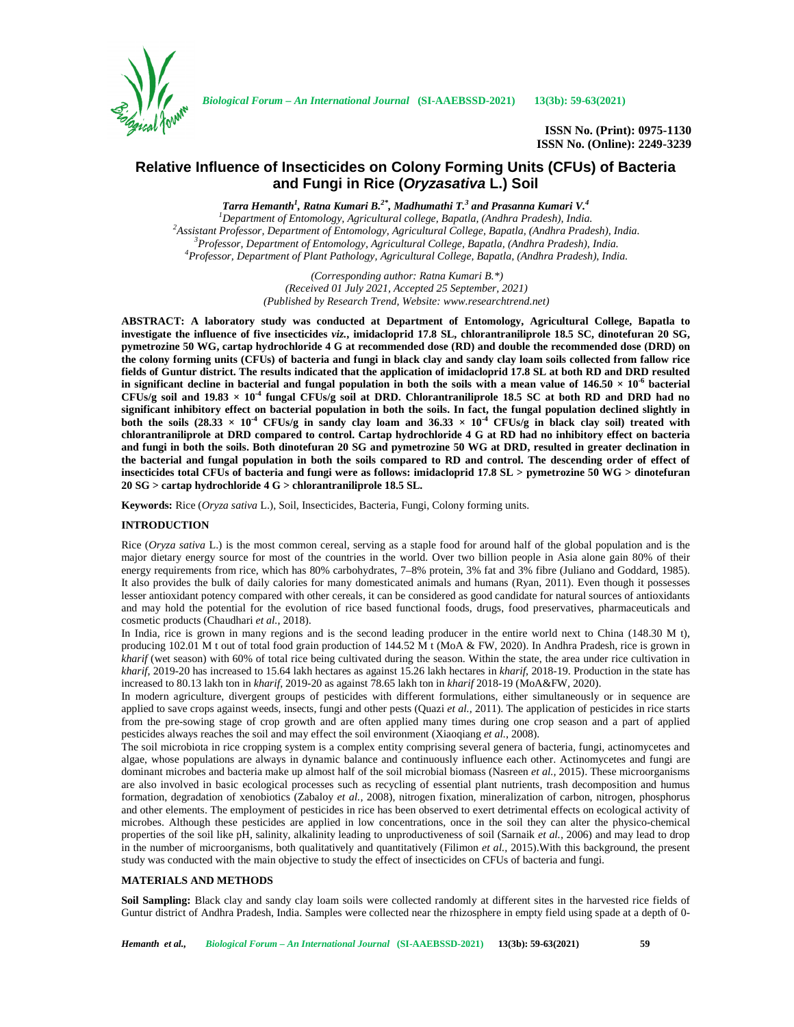# Relative Influence of Insecticides on Colony Forming Units (CFUs) of Bacteria and Fungi in Rice (*Oryzasativa* L.) Soil

***Tarra Hemanth*[1], *Ratna Kumari B.*[2*], *Madhumathi T.*[3] *and Prasanna Kumari V.*[4]**

[1]*Department of Entomology, Agricultural college, Bapatla, (Andhra Pradesh), India.*
[2]*Assistant Professor, Department of Entomology, Agricultural College, Bapatla, (Andhra Pradesh), India.*
[3]*Professor, Department of Entomology, Agricultural College, Bapatla, (Andhra Pradesh), India.*
[4]*Professor, Department of Plant Pathology, Agricultural College, Bapatla, (Andhra Pradesh), India.*

*(Corresponding author: Ratna Kumari B.\*)*
*(Received 01 July 2021, Accepted 25 September, 2021)*
*(Published by Research Trend, Website: www.researchtrend.net)*

**ABSTRACT: A laboratory study was conducted at Department of Entomology, Agricultural College, Bapatla to investigate the influence of five insecticides *viz.*, imidacloprid 17.8 SL, chlorantraniliprole 18.5 SC, dinotefuran 20 SG, pymetrozine 50 WG, cartap hydrochloride 4 G at recommended dose (RD) and double the recommended dose (DRD) on the colony forming units (CFUs) of bacteria and fungi in black clay and sandy clay loam soils collected from fallow rice fields of Guntur district. The results indicated that the application of imidacloprid 17.8 SL at both RD and DRD resulted in significant decline in bacterial and fungal population in both the soils with a mean value of $146.50 \times 10^{-6}$ bacterial CFUs/g soil and $19.83 \times 10^{-4}$ fungal CFUs/g soil at DRD. Chlorantraniliprole 18.5 SC at both RD and DRD had no significant inhibitory effect on bacterial population in both the soils. In fact, the fungal population declined slightly in both the soils ($28.33 \times 10^{-4}$ CFUs/g in sandy clay loam and $36.33 \times 10^{-4}$ CFUs/g in black clay soil) treated with chlorantraniliprole at DRD compared to control. Cartap hydrochloride 4 G at RD had no inhibitory effect on bacteria and fungi in both the soils. Both dinotefuran 20 SG and pymetrozine 50 WG at DRD, resulted in greater declination in the bacterial and fungal population in both the soils compared to RD and control. The descending order of effect of insecticides total CFUs of bacteria and fungi were as follows: imidacloprid 17.8 SL > pymetrozine 50 WG > dinotefuran 20 SG > cartap hydrochloride 4 G > chlorantraniliprole 18.5 SL.**

**Keywords:** Rice (*Oryza sativa* L.), Soil, Insecticides, Bacteria, Fungi, Colony forming units.

## INTRODUCTION

Rice (*Oryza sativa* L.) is the most common cereal, serving as a staple food for around half of the global population and is the major dietary energy source for most of the countries in the world. Over two billion people in Asia alone gain 80% of their energy requirements from rice, which has 80% carbohydrates, 7–8% protein, 3% fat and 3% fibre (Juliano and Goddard, 1985). It also provides the bulk of daily calories for many domesticated animals and humans (Ryan, 2011). Even though it possesses lesser antioxidant potency compared with other cereals, it can be considered as good candidate for natural sources of antioxidants and may hold the potential for the evolution of rice based functional foods, drugs, food preservatives, pharmaceuticals and cosmetic products (Chaudhari *et al.*, 2018).

In India, rice is grown in many regions and is the second leading producer in the entire world next to China (148.30 M t), producing 102.01 M t out of total food grain production of 144.52 M t (MoA & FW, 2020). In Andhra Pradesh, rice is grown in *kharif* (wet season) with 60% of total rice being cultivated during the season. Within the state, the area under rice cultivation in *kharif*, 2019-20 has increased to 15.64 lakh hectares as against 15.26 lakh hectares in *kharif*, 2018-19. Production in the state has increased to 80.13 lakh ton in *kharif*, 2019-20 as against 78.65 lakh ton in *kharif* 2018-19 (MoA&FW, 2020).

In modern agriculture, divergent groups of pesticides with different formulations, either simultaneously or in sequence are applied to save crops against weeds, insects, fungi and other pests (Quazi *et al.*, 2011). The application of pesticides in rice starts from the pre-sowing stage of crop growth and are often applied many times during one crop season and a part of applied pesticides always reaches the soil and may effect the soil environment (Xiaoqiang *et al.*, 2008).

The soil microbiota in rice cropping system is a complex entity comprising several genera of bacteria, fungi, actinomycetes and algae, whose populations are always in dynamic balance and continuously influence each other. Actinomycetes and fungi are dominant microbes and bacteria make up almost half of the soil microbial biomass (Nasreen *et al.*, 2015). These microorganisms are also involved in basic ecological processes such as recycling of essential plant nutrients, trash decomposition and humus formation, degradation of xenobiotics (Zabaloy *et al.*, 2008), nitrogen fixation, mineralization of carbon, nitrogen, phosphorus and other elements. The employment of pesticides in rice has been observed to exert detrimental effects on ecological activity of microbes. Although these pesticides are applied in low concentrations, once in the soil they can alter the physico-chemical properties of the soil like pH, salinity, alkalinity leading to unproductiveness of soil (Sarnaik *et al.*, 2006) and may lead to drop in the number of microorganisms, both qualitatively and quantitatively (Filimon *et al.*, 2015).With this background, the present study was conducted with the main objective to study the effect of insecticides on CFUs of bacteria and fungi.

## MATERIALS AND METHODS

**Soil Sampling:** Black clay and sandy clay loam soils were collected randomly at different sites in the harvested rice fields of Guntur district of Andhra Pradesh, India. Samples were collected near the rhizosphere in empty field using spade at a depth of 0-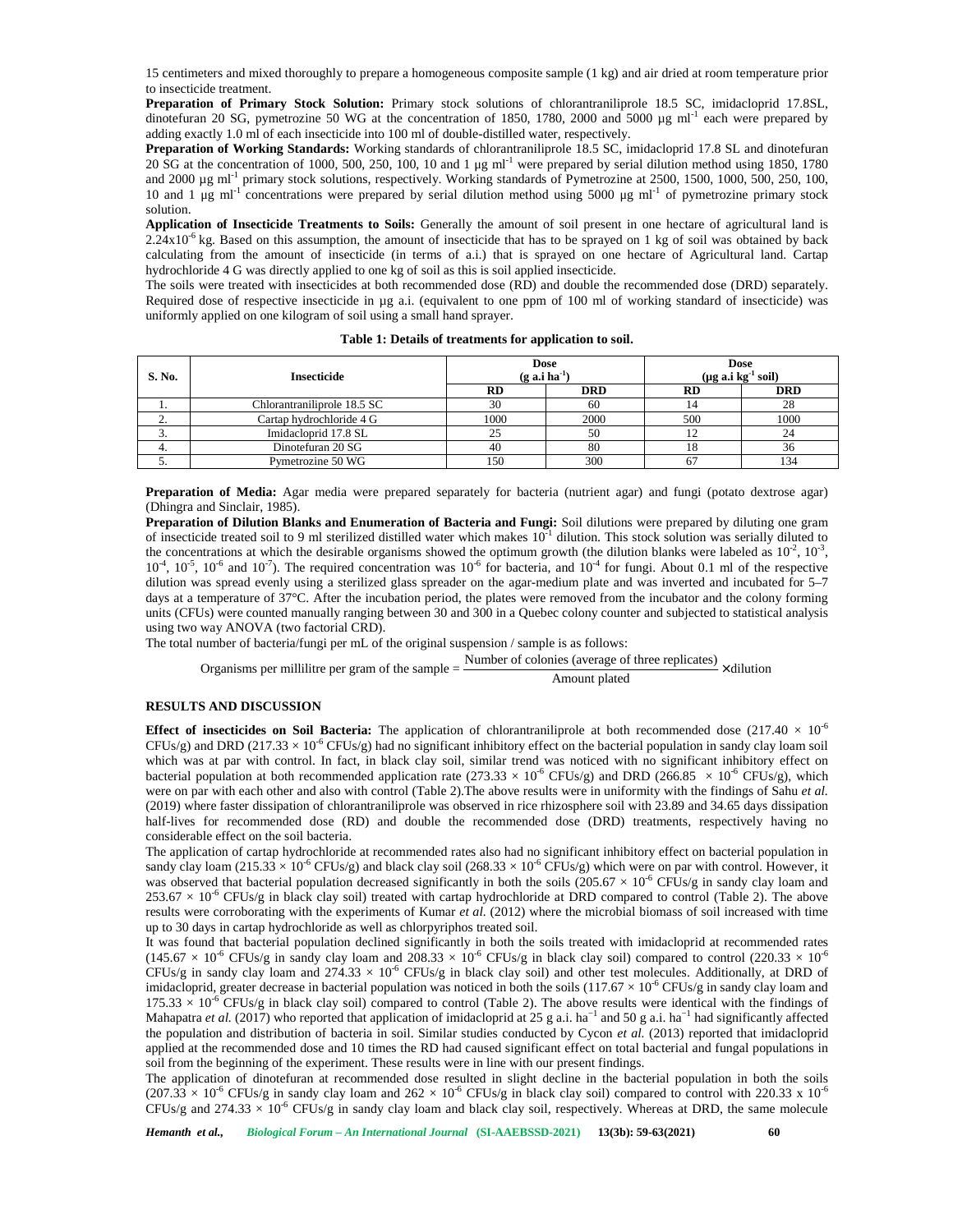15 centimeters and mixed thoroughly to prepare a homogeneous composite sample (1 kg) and air dried at room temperature prior to insecticide treatment.

**Preparation of Primary Stock Solution:** Primary stock solutions of chlorantraniliprole 18.5 SC, imidacloprid 17.8SL, dinotefuran 20 SG, pymetrozine 50 WG at the concentration of 1850, 1780, 2000 and 5000 µg ml$^{-1}$ each were prepared by adding exactly 1.0 ml of each insecticide into 100 ml of double-distilled water, respectively.

**Preparation of Working Standards:** Working standards of chlorantraniliprole 18.5 SC, imidacloprid 17.8 SL and dinotefuran 20 SG at the concentration of 1000, 500, 250, 100, 10 and 1 µg ml$^{-1}$ were prepared by serial dilution method using 1850, 1780 and 2000 µg ml$^{-1}$ primary stock solutions, respectively. Working standards of Pymetrozine at 2500, 1500, 1000, 500, 250, 100, 10 and 1 µg ml$^{-1}$ concentrations were prepared by serial dilution method using 5000 µg ml$^{-1}$ of pymetrozine primary stock solution.

**Application of Insecticide Treatments to Soils:** Generally the amount of soil present in one hectare of agricultural land is $2.24 \times 10^{-6}$ kg. Based on this assumption, the amount of insecticide that has to be sprayed on 1 kg of soil was obtained by back calculating from the amount of insecticide (in terms of a.i.) that is sprayed on one hectare of Agricultural land. Cartap hydrochloride 4 G was directly applied to one kg of soil as this is soil applied insecticide.

The soils were treated with insecticides at both recommended dose (RD) and double the recommended dose (DRD) separately. Required dose of respective insecticide in µg a.i. (equivalent to one ppm of 100 ml of working standard of insecticide) was uniformly applied on one kilogram of soil using a small hand sprayer.

**Table 1: Details of treatments for application to soil.**

| S. No. | Insecticide | Dose (g a.i ha$^{-1}$) | | Dose (µg a.i kg$^{-1}$ soil) | |
|---|---|---|---|---|---|
| | | RD | DRD | RD | DRD |
| 1. | Chlorantraniliprole 18.5 SC | 30 | 60 | 14 | 28 |
| 2. | Cartap hydrochloride 4 G | 1000 | 2000 | 500 | 1000 |
| 3. | Imidacloprid 17.8 SL | 25 | 50 | 12 | 24 |
| 4. | Dinotefuran 20 SG | 40 | 80 | 18 | 36 |
| 5. | Pymetrozine 50 WG | 150 | 300 | 67 | 134 |

**Preparation of Media:** Agar media were prepared separately for bacteria (nutrient agar) and fungi (potato dextrose agar) (Dhingra and Sinclair, 1985).

**Preparation of Dilution Blanks and Enumeration of Bacteria and Fungi:** Soil dilutions were prepared by diluting one gram of insecticide treated soil to 9 ml sterilized distilled water which makes $10^{-1}$ dilution. This stock solution was serially diluted to the concentrations at which the desirable organisms showed the optimum growth (the dilution blanks were labeled as $10^{-2}$, $10^{-3}$, $10^{-4}$, $10^{-5}$, $10^{-6}$ and $10^{-7}$). The required concentration was $10^{-6}$ for bacteria, and $10^{-4}$ for fungi. About 0.1 ml of the respective dilution was spread evenly using a sterilized glass spreader on the agar-medium plate and was inverted and incubated for 5–7 days at a temperature of 37°C. After the incubation period, the plates were removed from the incubator and the colony forming units (CFUs) were counted manually ranging between 30 and 300 in a Quebec colony counter and subjected to statistical analysis using two way ANOVA (two factorial CRD).

The total number of bacteria/fungi per mL of the original suspension / sample is as follows:

$$\text{Organisms per millilitre per gram of the sample} = \frac{\text{Number of colonies (average of three replicates)}}{\text{Amount plated}} \times \text{dilution}$$

## RESULTS AND DISCUSSION

**Effect of insecticides on Soil Bacteria:** The application of chlorantraniliprole at both recommended dose ($217.40 \times 10^{-6}$ CFUs/g) and DRD ($217.33 \times 10^{-6}$ CFUs/g) had no significant inhibitory effect on the bacterial population in sandy clay loam soil which was at par with control. In fact, in black clay soil, similar trend was noticed with no significant inhibitory effect on bacterial population at both recommended application rate ($273.33 \times 10^{-6}$ CFUs/g) and DRD ($266.85 \times 10^{-6}$ CFUs/g), which were on par with each other and also with control (Table 2).The above results were in uniformity with the findings of Sahu *et al.* (2019) where faster dissipation of chlorantraniliprole was observed in rice rhizosphere soil with 23.89 and 34.65 days dissipation half-lives for recommended dose (RD) and double the recommended dose (DRD) treatments, respectively having no considerable effect on the soil bacteria.

The application of cartap hydrochloride at recommended rates also had no significant inhibitory effect on bacterial population in sandy clay loam ($215.33 \times 10^{-6}$ CFUs/g) and black clay soil ($268.33 \times 10^{-6}$ CFUs/g) which were on par with control. However, it was observed that bacterial population decreased significantly in both the soils ($205.67 \times 10^{-6}$ CFUs/g in sandy clay loam and $253.67 \times 10^{-6}$ CFUs/g in black clay soil) treated with cartap hydrochloride at DRD compared to control (Table 2). The above results were corroborating with the experiments of Kumar *et al.* (2012) where the microbial biomass of soil increased with time up to 30 days in cartap hydrochloride as well as chlorpyriphos treated soil.

It was found that bacterial population declined significantly in both the soils treated with imidacloprid at recommended rates ($145.67 \times 10^{-6}$ CFUs/g in sandy clay loam and $208.33 \times 10^{-6}$ CFUs/g in black clay soil) compared to control ($220.33 \times 10^{-6}$ CFUs/g in sandy clay loam and $274.33 \times 10^{-6}$ CFUs/g in black clay soil) and other test molecules. Additionally, at DRD of imidacloprid, greater decrease in bacterial population was noticed in both the soils ($117.67 \times 10^{-6}$ CFUs/g in sandy clay loam and $175.33 \times 10^{-6}$ CFUs/g in black clay soil) compared to control (Table 2). The above results were identical with the findings of Mahapatra *et al.* (2017) who reported that application of imidacloprid at 25 g a.i. ha$^{-1}$ and 50 g a.i. ha$^{-1}$ had significantly affected the population and distribution of bacteria in soil. Similar studies conducted by Cycon *et al.* (2013) reported that imidacloprid applied at the recommended dose and 10 times the RD had caused significant effect on total bacterial and fungal populations in soil from the beginning of the experiment. These results were in line with our present findings.

The application of dinotefuran at recommended dose resulted in slight decline in the bacterial population in both the soils ($207.33 \times 10^{-6}$ CFUs/g in sandy clay loam and $262 \times 10^{-6}$ CFUs/g in black clay soil) compared to control with $220.33 \times 10^{-6}$ CFUs/g and $274.33 \times 10^{-6}$ CFUs/g in sandy clay loam and black clay soil, respectively. Whereas at DRD, the same molecule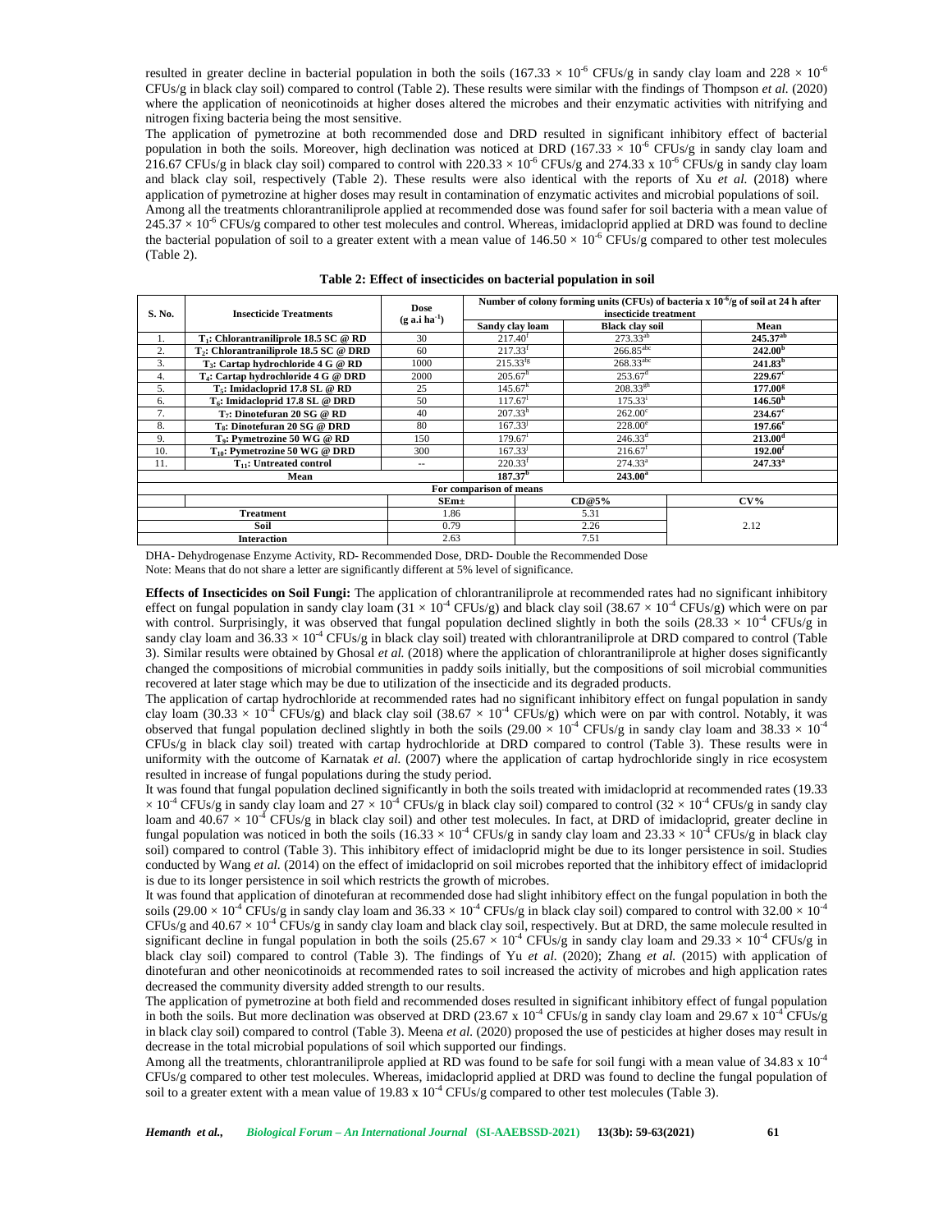resulted in greater decline in bacterial population in both the soils ($167.33 \times 10^{-6}$ CFUs/g in sandy clay loam and $228 \times 10^{-6}$ CFUs/g in black clay soil) compared to control (Table 2). These results were similar with the findings of Thompson *et al.* (2020) where the application of neonicotinoids at higher doses altered the microbes and their enzymatic activities with nitrifying and nitrogen fixing bacteria being the most sensitive.

The application of pymetrozine at both recommended dose and DRD resulted in significant inhibitory effect of bacterial population in both the soils. Moreover, high declination was noticed at DRD ($167.33 \times 10^{-6}$ CFUs/g in sandy clay loam and 216.67 CFUs/g in black clay soil) compared to control with $220.33 \times 10^{-6}$ CFUs/g and $274.33 \times 10^{-6}$ CFUs/g in sandy clay loam and black clay soil, respectively (Table 2). These results were also identical with the reports of Xu *et al.* (2018) where application of pymetrozine at higher doses may result in contamination of enzymatic activites and microbial populations of soil.

Among all the treatments chlorantraniliprole applied at recommended dose was found safer for soil bacteria with a mean value of $245.37 \times 10^{-6}$ CFUs/g compared to other test molecules and control. Whereas, imidacloprid applied at DRD was found to decline the bacterial population of soil to a greater extent with a mean value of $146.50 \times 10^{-6}$ CFUs/g compared to other test molecules (Table 2).

**Table 2: Effect of insecticides on bacterial population in soil**

| S. No. | Insecticide Treatments | Dose (g a.i ha$^{-1}$) | Number of colony forming units (CFUs) of bacteria x $10^{-6}$/g of soil at 24 h after insecticide treatment | | |
|---|---|---|---|---|---|
| | | | Sandy clay loam | Black clay soil | Mean |
| 1. | $T_1$: Chlorantraniliprole 18.5 SC @ RD | 30 | 217.40$^{f}$ | 273.33$^{ab}$ | **245.37$^{ab}$** |
| 2. | $T_2$: Chlorantraniliprole 18.5 SC @ DRD | 60 | 217.33$^{f}$ | 266.85$^{abc}$ | **242.00$^{b}$** |
| 3. | $T_3$: Cartap hydrochloride 4 G @ RD | 1000 | 215.33$^{fg}$ | 268.33$^{abc}$ | **241.83$^{b}$** |
| 4. | $T_4$: Cartap hydrochloride 4 G @ DRD | 2000 | 205.67$^{h}$ | 253.67$^{d}$ | **229.67$^{c}$** |
| 5. | $T_5$: Imidacloprid 17.8 SL @ RD | 25 | 145.67$^{k}$ | 208.33$^{gh}$ | **177.00$^{g}$** |
| 6. | $T_6$: Imidacloprid 17.8 SL @ DRD | 50 | 117.67$^{l}$ | 175.33$^{i}$ | **146.50$^{h}$** |
| 7. | $T_7$: Dinotefuran 20 SG @ RD | 40 | 207.33$^{h}$ | 262.00$^{c}$ | **234.67$^{c}$** |
| 8. | $T_8$: Dinotefuran 20 SG @ DRD | 80 | 167.33$^{j}$ | 228.00$^{e}$ | **197.66$^{e}$** |
| 9. | $T_9$: Pymetrozine 50 WG @ RD | 150 | 179.67$^{i}$ | 246.33$^{d}$ | **213.00$^{d}$** |
| 10. | $T_{10}$: Pymetrozine 50 WG @ DRD | 300 | 167.33$^{j}$ | 216.67$^{f}$ | **192.00$^{f}$** |
| 11. | $T_{11}$: Untreated control | -- | 220.33$^{f}$ | 274.33$^{a}$ | **247.33$^{a}$** |
| | Mean | | **187.37$^{b}$** | **243.00$^{a}$** | |
| | For comparison of means | | | | |
| | | SEm± | | CD@5% | CV% |
| | Treatment | 1.86 | | 5.31 | 2.12 |
| | Soil | 0.79 | | 2.26 | |
| | Interaction | 2.63 | | 7.51 | |

DHA- Dehydrogenase Enzyme Activity, RD- Recommended Dose, DRD- Double the Recommended Dose

Note: Means that do not share a letter are significantly different at 5% level of significance.

**Effects of Insecticides on Soil Fungi:** The application of chlorantraniliprole at recommended rates had no significant inhibitory effect on fungal population in sandy clay loam ($31 \times 10^{-4}$ CFUs/g) and black clay soil ($38.67 \times 10^{-4}$ CFUs/g) which were on par with control. Surprisingly, it was observed that fungal population declined slightly in both the soils ($28.33 \times 10^{-4}$ CFUs/g in sandy clay loam and $36.33 \times 10^{-4}$ CFUs/g in black clay soil) treated with chlorantraniliprole at DRD compared to control (Table 3). Similar results were obtained by Ghosal *et al.* (2018) where the application of chlorantraniliprole at higher doses significantly changed the compositions of microbial communities in paddy soils initially, but the compositions of soil microbial communities recovered at later stage which may be due to utilization of the insecticide and its degraded products.

The application of cartap hydrochloride at recommended rates had no significant inhibitory effect on fungal population in sandy clay loam ($30.33 \times 10^{-4}$ CFUs/g) and black clay soil ($38.67 \times 10^{-4}$ CFUs/g) which were on par with control. Notably, it was observed that fungal population declined slightly in both the soils ($29.00 \times 10^{-4}$ CFUs/g in sandy clay loam and $38.33 \times 10^{-4}$ CFUs/g in black clay soil) treated with cartap hydrochloride at DRD compared to control (Table 3). These results were in uniformity with the outcome of Karnatak *et al.* (2007) where the application of cartap hydrochloride singly in rice ecosystem resulted in increase of fungal populations during the study period.

It was found that fungal population declined significantly in both the soils treated with imidacloprid at recommended rates ($19.33 \times 10^{-4}$ CFUs/g in sandy clay loam and $27 \times 10^{-4}$ CFUs/g in black clay soil) compared to control ($32 \times 10^{-4}$ CFUs/g in sandy clay loam and $40.67 \times 10^{-4}$ CFUs/g in black clay soil) and other test molecules. In fact, at DRD of imidacloprid, greater decline in fungal population was noticed in both the soils ($16.33 \times 10^{-4}$ CFUs/g in sandy clay loam and $23.33 \times 10^{-4}$ CFUs/g in black clay soil) compared to control (Table 3). This inhibitory effect of imidacloprid might be due to its longer persistence in soil. Studies conducted by Wang *et al.* (2014) on the effect of imidacloprid on soil microbes reported that the inhibitory effect of imidacloprid is due to its longer persistence in soil which restricts the growth of microbes.

It was found that application of dinotefuran at recommended dose had slight inhibitory effect on the fungal population in both the soils ($29.00 \times 10^{-4}$ CFUs/g in sandy clay loam and $36.33 \times 10^{-4}$ CFUs/g in black clay soil) compared to control with $32.00 \times 10^{-4}$ CFUs/g and $40.67 \times 10^{-4}$ CFUs/g in sandy clay loam and black clay soil, respectively. But at DRD, the same molecule resulted in significant decline in fungal population in both the soils ($25.67 \times 10^{-4}$ CFUs/g in sandy clay loam and $29.33 \times 10^{-4}$ CFUs/g in black clay soil) compared to control (Table 3). The findings of Yu *et al.* (2020); Zhang *et al.* (2015) with application of dinotefuran and other neonicotinoids at recommended rates to soil increased the activity of microbes and high application rates decreased the community diversity added strength to our results.

The application of pymetrozine at both field and recommended doses resulted in significant inhibitory effect of fungal population in both the soils. But more declination was observed at DRD ($23.67 \times 10^{-4}$ CFUs/g in sandy clay loam and $29.67 \times 10^{-4}$ CFUs/g in black clay soil) compared to control (Table 3). Meena *et al.* (2020) proposed the use of pesticides at higher doses may result in decrease in the total microbial populations of soil which supported our findings.

Among all the treatments, chlorantraniliprole applied at RD was found to be safe for soil fungi with a mean value of $34.83 \times 10^{-4}$ CFUs/g compared to other test molecules. Whereas, imidacloprid applied at DRD was found to decline the fungal population of soil to a greater extent with a mean value of $19.83 \times 10^{-4}$ CFUs/g compared to other test molecules (Table 3).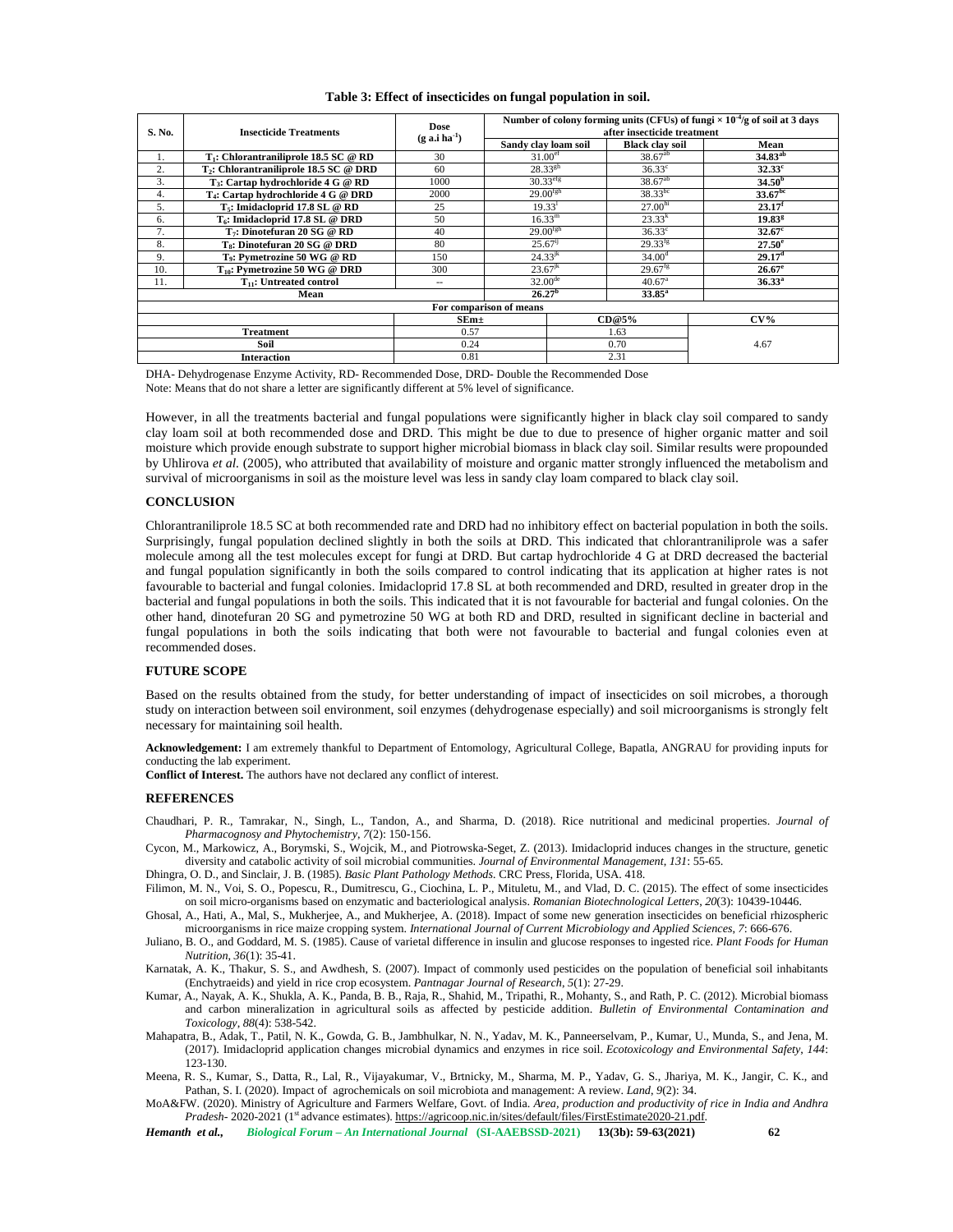**Table 3: Effect of insecticides on fungal population in soil.**

| S. No. | Insecticide Treatments | Dose (g a.i ha$^{-1}$) | Number of colony forming units (CFUs) of fungi × $10^{-4}$/g of soil at 3 days after insecticide treatment | | |
|---|---|---|---|---|---|
| | | | Sandy clay loam soil | Black clay soil | Mean |
| 1. | **$T_1$: Chlorantraniliprole 18.5 SC @ RD** | 30 | $31.00^{ef}$ | $38.67^{ab}$ | **$34.83^{ab}$** |
| 2. | **$T_2$: Chlorantraniliprole 18.5 SC @ DRD** | 60 | $28.33^{gh}$ | $36.33^{c}$ | **$32.33^{c}$** |
| 3. | **$T_3$: Cartap hydrochloride 4 G @ RD** | 1000 | $30.33^{efg}$ | $38.67^{ab}$ | **$34.50^{b}$** |
| 4. | **$T_4$: Cartap hydrochloride 4 G @ DRD** | 2000 | $29.00^{fgh}$ | $38.33^{bc}$ | **$33.67^{bc}$** |
| 5. | **$T_5$: Imidacloprid 17.8 SL @ RD** | 25 | $19.33^{l}$ | $27.00^{hi}$ | **$23.17^{f}$** |
| 6. | **$T_6$: Imidacloprid 17.8 SL @ DRD** | 50 | $16.33^{m}$ | $23.33^{k}$ | **$19.83^{g}$** |
| 7. | **$T_7$: Dinotefuran 20 SG @ RD** | 40 | $29.00^{fgh}$ | $36.33^{c}$ | **$32.67^{c}$** |
| 8. | **$T_8$: Dinotefuran 20 SG @ DRD** | 80 | $25.67^{ij}$ | $29.33^{fg}$ | **$27.50^{e}$** |
| 9. | **$T_9$: Pymetrozine 50 WG @ RD** | 150 | $24.33^{jk}$ | $34.00^{d}$ | **$29.17^{d}$** |
| 10. | **$T_{10}$: Pymetrozine 50 WG @ DRD** | 300 | $23.67^{jk}$ | $29.67^{fg}$ | **$26.67^{e}$** |
| 11. | **$T_{11}$: Untreated control** | -- | $32.00^{de}$ | $40.67^{a}$ | **$36.33^{a}$** |
| | **Mean** | | **$26.27^{b}$** | **$33.85^{a}$** | |
| | | | **For comparison of means** | | |
| | | **SEm±** | **CD@5%** | | **CV%** |
| | **Treatment** | 0.57 | 1.63 | | 4.67 |
| | **Soil** | 0.24 | 0.70 | | |
| | **Interaction** | 0.81 | 2.31 | | |

DHA- Dehydrogenase Enzyme Activity, RD- Recommended Dose, DRD- Double the Recommended Dose
Note: Means that do not share a letter are significantly different at 5% level of significance.

However, in all the treatments bacterial and fungal populations were significantly higher in black clay soil compared to sandy clay loam soil at both recommended dose and DRD. This might be due to due to presence of higher organic matter and soil moisture which provide enough substrate to support higher microbial biomass in black clay soil. Similar results were propounded by Uhlirova *et al.* (2005), who attributed that availability of moisture and organic matter strongly influenced the metabolism and survival of microorganisms in soil as the moisture level was less in sandy clay loam compared to black clay soil.

## CONCLUSION

Chlorantraniliprole 18.5 SC at both recommended rate and DRD had no inhibitory effect on bacterial population in both the soils. Surprisingly, fungal population declined slightly in both the soils at DRD. This indicated that chlorantraniliprole was a safer molecule among all the test molecules except for fungi at DRD. But cartap hydrochloride 4 G at DRD decreased the bacterial and fungal population significantly in both the soils compared to control indicating that its application at higher rates is not favourable to bacterial and fungal colonies. Imidacloprid 17.8 SL at both recommended and DRD, resulted in greater drop in the bacterial and fungal populations in both the soils. This indicated that it is not favourable for bacterial and fungal colonies. On the other hand, dinotefuran 20 SG and pymetrozine 50 WG at both RD and DRD, resulted in significant decline in bacterial and fungal populations in both the soils indicating that both were not favourable to bacterial and fungal colonies even at recommended doses.

## FUTURE SCOPE

Based on the results obtained from the study, for better understanding of impact of insecticides on soil microbes, a thorough study on interaction between soil environment, soil enzymes (dehydrogenase especially) and soil microorganisms is strongly felt necessary for maintaining soil health.

**Acknowledgement:** I am extremely thankful to Department of Entomology, Agricultural College, Bapatla, ANGRAU for providing inputs for conducting the lab experiment.

**Conflict of Interest.** The authors have not declared any conflict of interest.

## REFERENCES

Chaudhari, P. R., Tamrakar, N., Singh, L., Tandon, A., and Sharma, D. (2018). Rice nutritional and medicinal properties. *Journal of Pharmacognosy and Phytochemistry*, *7*(2): 150-156.

Cycon, M., Markowicz, A., Borymski, S., Wojcik, M., and Piotrowska-Seget, Z. (2013). Imidacloprid induces changes in the structure, genetic diversity and catabolic activity of soil microbial communities. *Journal of Environmental Management*, *131*: 55-65.

Dhingra, O. D., and Sinclair, J. B. (1985). *Basic Plant Pathology Methods*. CRC Press, Florida, USA. 418.

Filimon, M. N., Voi, S. O., Popescu, R., Dumitrescu, G., Ciochina, L. P., Mituletu, M., and Vlad, D. C. (2015). The effect of some insecticides on soil micro-organisms based on enzymatic and bacteriological analysis. *Romanian Biotechnological Letters*, *20*(3): 10439-10446.

Ghosal, A., Hati, A., Mal, S., Mukherjee, A., and Mukherjee, A. (2018). Impact of some new generation insecticides on beneficial rhizospheric microorganisms in rice maize cropping system. *International Journal of Current Microbiology and Applied Sciences*, *7*: 666-676.

Juliano, B. O., and Goddard, M. S. (1985). Cause of varietal difference in insulin and glucose responses to ingested rice. *Plant Foods for Human Nutrition*, *36*(1): 35-41.

Karnatak, A. K., Thakur, S. S., and Awdhesh, S. (2007). Impact of commonly used pesticides on the population of beneficial soil inhabitants (Enchytraeids) and yield in rice crop ecosystem. *Pantnagar Journal of Research*, *5*(1): 27-29.

Kumar, A., Nayak, A. K., Shukla, A. K., Panda, B. B., Raja, R., Shahid, M., Tripathi, R., Mohanty, S., and Rath, P. C. (2012). Microbial biomass and carbon mineralization in agricultural soils as affected by pesticide addition. *Bulletin of Environmental Contamination and Toxicology*, *88*(4): 538-542.

Mahapatra, B., Adak, T., Patil, N. K., Gowda, G. B., Jambhulkar, N. N., Yadav, M. K., Panneerselvam, P., Kumar, U., Munda, S., and Jena, M. (2017). Imidacloprid application changes microbial dynamics and enzymes in rice soil. *Ecotoxicology and Environmental Safety*, *144*: 123-130.

Meena, R. S., Kumar, S., Datta, R., Lal, R., Vijayakumar, V., Brtnicky, M., Sharma, M. P., Yadav, G. S., Jhariya, M. K., Jangir, C. K., and Pathan, S. I. (2020). Impact of agrochemicals on soil microbiota and management: A review. *Land*, *9*(2): 34.

MoA&FW. (2020). Ministry of Agriculture and Farmers Welfare, Govt. of India. *Area, production and productivity of rice in India and Andhra Pradesh*- 2020-2021 (1st advance estimates). https://agricoop.nic.in/sites/default/files/FirstEstimate2020-21.pdf.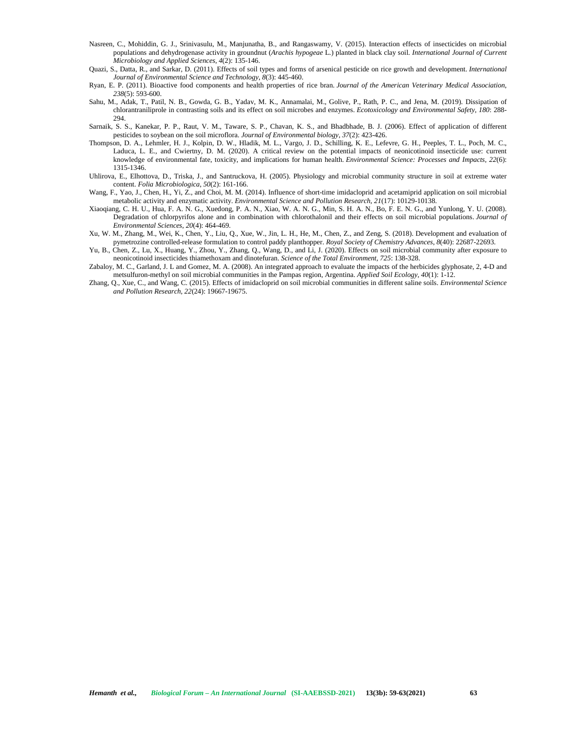Nasreen, C., Mohiddin, G. J., Srinivasulu, M., Manjunatha, B., and Rangaswamy, V. (2015). Interaction effects of insecticides on microbial populations and dehydrogenase activity in groundnut (*Arachis hypogeae* L.) planted in black clay soil. *International Journal of Current Microbiology and Applied Sciences*, *4*(2): 135-146.

Quazi, S., Datta, R., and Sarkar, D. (2011). Effects of soil types and forms of arsenical pesticide on rice growth and development. *International Journal of Environmental Science and Technology*, *8*(3): 445-460.

Ryan, E. P. (2011). Bioactive food components and health properties of rice bran. *Journal of the American Veterinary Medical Association*, *238*(5): 593-600.

Sahu, M., Adak, T., Patil, N. B., Gowda, G. B., Yadav, M. K., Annamalai, M., Golive, P., Rath, P. C., and Jena, M. (2019). Dissipation of chlorantraniliprole in contrasting soils and its effect on soil microbes and enzymes. *Ecotoxicology and Environmental Safety*, *180*: 288-294.

Sarnaik, S. S., Kanekar, P. P., Raut, V. M., Taware, S. P., Chavan, K. S., and Bhadbhade, B. J. (2006). Effect of application of different pesticides to soybean on the soil microflora. *Journal of Environmental biology*, *37*(2): 423-426.

Thompson, D. A., Lehmler, H. J., Kolpin, D. W., Hladik, M. L., Vargo, J. D., Schilling, K. E., Lefevre, G. H., Peeples, T. L., Poch, M. C., Laduca, L. E., and Cwiertny, D. M. (2020). A critical review on the potential impacts of neonicotinoid insecticide use: current knowledge of environmental fate, toxicity, and implications for human health. *Environmental Science: Processes and Impacts*, *22*(6): 1315-1346.

Uhlirova, E., Elhottova, D., Triska, J., and Santruckova, H. (2005). Physiology and microbial community structure in soil at extreme water content. *Folia Microbiologica*, *50*(2): 161-166.

Wang, F., Yao, J., Chen, H., Yi, Z., and Choi, M. M. (2014). Influence of short-time imidacloprid and acetamiprid application on soil microbial metabolic activity and enzymatic activity. *Environmental Science and Pollution Research*, *21*(17): 10129-10138.

Xiaoqiang, C. H. U., Hua, F. A. N. G., Xuedong, P. A. N., Xiao, W. A. N. G., Min, S. H. A. N., Bo, F. E. N. G., and Yunlong, Y. U. (2008). Degradation of chlorpyrifos alone and in combination with chlorothalonil and their effects on soil microbial populations. *Journal of Environmental Sciences*, *20*(4): 464-469.

Xu, W. M., Zhang, M., Wei, K., Chen, Y., Liu, Q., Xue, W., Jin, L. H., He, M., Chen, Z., and Zeng, S. (2018). Development and evaluation of pymetrozine controlled-release formulation to control paddy planthopper. *Royal Society of Chemistry Advances*, *8*(40): 22687-22693.

Yu, B., Chen, Z., Lu, X., Huang, Y., Zhou, Y., Zhang, Q., Wang, D., and Li, J. (2020). Effects on soil microbial community after exposure to neonicotinoid insecticides thiamethoxam and dinotefuran. *Science of the Total Environment*, *725*: 138-328.

Zabaloy, M. C., Garland, J. L and Gomez, M. A. (2008). An integrated approach to evaluate the impacts of the herbicides glyphosate, 2, 4-D and metsulfuron-methyl on soil microbial communities in the Pampas region, Argentina. *Applied Soil Ecology*, *40*(1): 1-12.

Zhang, Q., Xue, C., and Wang, C. (2015). Effects of imidacloprid on soil microbial communities in different saline soils. *Environmental Science and Pollution Research*, *22*(24): 19667-19675.